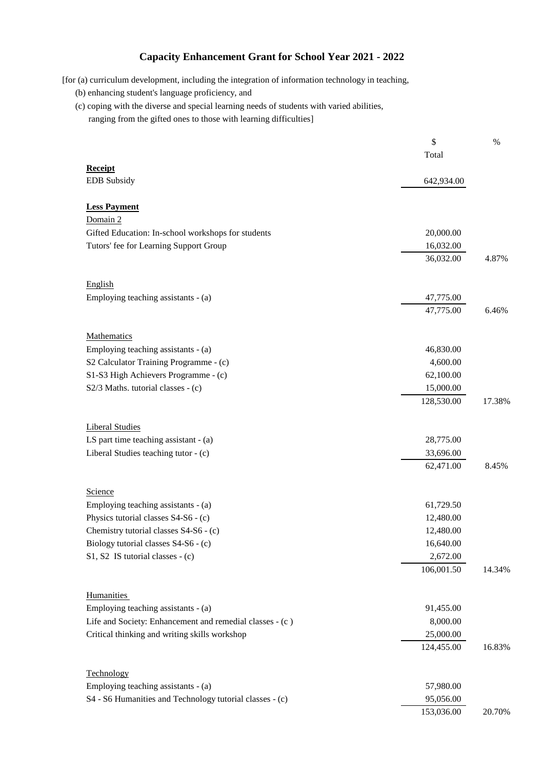# Capacity Enhancement Grant for School Year 2021 - 2022

[for (a) curriculum development, including the integration of information technology in teaching,
(b) enhancing student's language proficiency, and
(c) coping with the diverse and special learning needs of students with varied abilities, ranging from the gifted ones to those with learning difficulties]

| | $ Total | % |
|---|---|---|
| **Receipt** | | |
| EDB Subsidy | 642,934.00 | |
| | | |
| **Less Payment** | | |
| Domain 2 | | |
| Gifted Education: In-school workshops for students | 20,000.00 | |
| Tutors' fee for Learning Support Group | 16,032.00 | |
| | 36,032.00 | 4.87% |
| | | |
| English | | |
| Employing teaching assistants - (a) | 47,775.00 | |
| | 47,775.00 | 6.46% |
| | | |
| Mathematics | | |
| Employing teaching assistants - (a) | 46,830.00 | |
| S2 Calculator Training Programme - (c) | 4,600.00 | |
| S1-S3 High Achievers Programme - (c) | 62,100.00 | |
| S2/3 Maths. tutorial classes - (c) | 15,000.00 | |
| | 128,530.00 | 17.38% |
| | | |
| Liberal Studies | | |
| LS part time teaching assistant - (a) | 28,775.00 | |
| Liberal Studies teaching tutor - (c) | 33,696.00 | |
| | 62,471.00 | 8.45% |
| | | |
| Science | | |
| Employing teaching assistants - (a) | 61,729.50 | |
| Physics tutorial classes S4-S6 - (c) | 12,480.00 | |
| Chemistry tutorial classes S4-S6 - (c) | 12,480.00 | |
| Biology tutorial classes S4-S6 - (c) | 16,640.00 | |
| S1, S2 IS tutorial classes - (c) | 2,672.00 | |
| | 106,001.50 | 14.34% |
| | | |
| Humanities | | |
| Employing teaching assistants - (a) | 91,455.00 | |
| Life and Society: Enhancement and remedial classes - (c ) | 8,000.00 | |
| Critical thinking and writing skills workshop | 25,000.00 | |
| | 124,455.00 | 16.83% |
| | | |
| Technology | | |
| Employing teaching assistants - (a) | 57,980.00 | |
| S4 - S6 Humanities and Technology tutorial classes - (c) | 95,056.00 | |
| | 153,036.00 | 20.70% |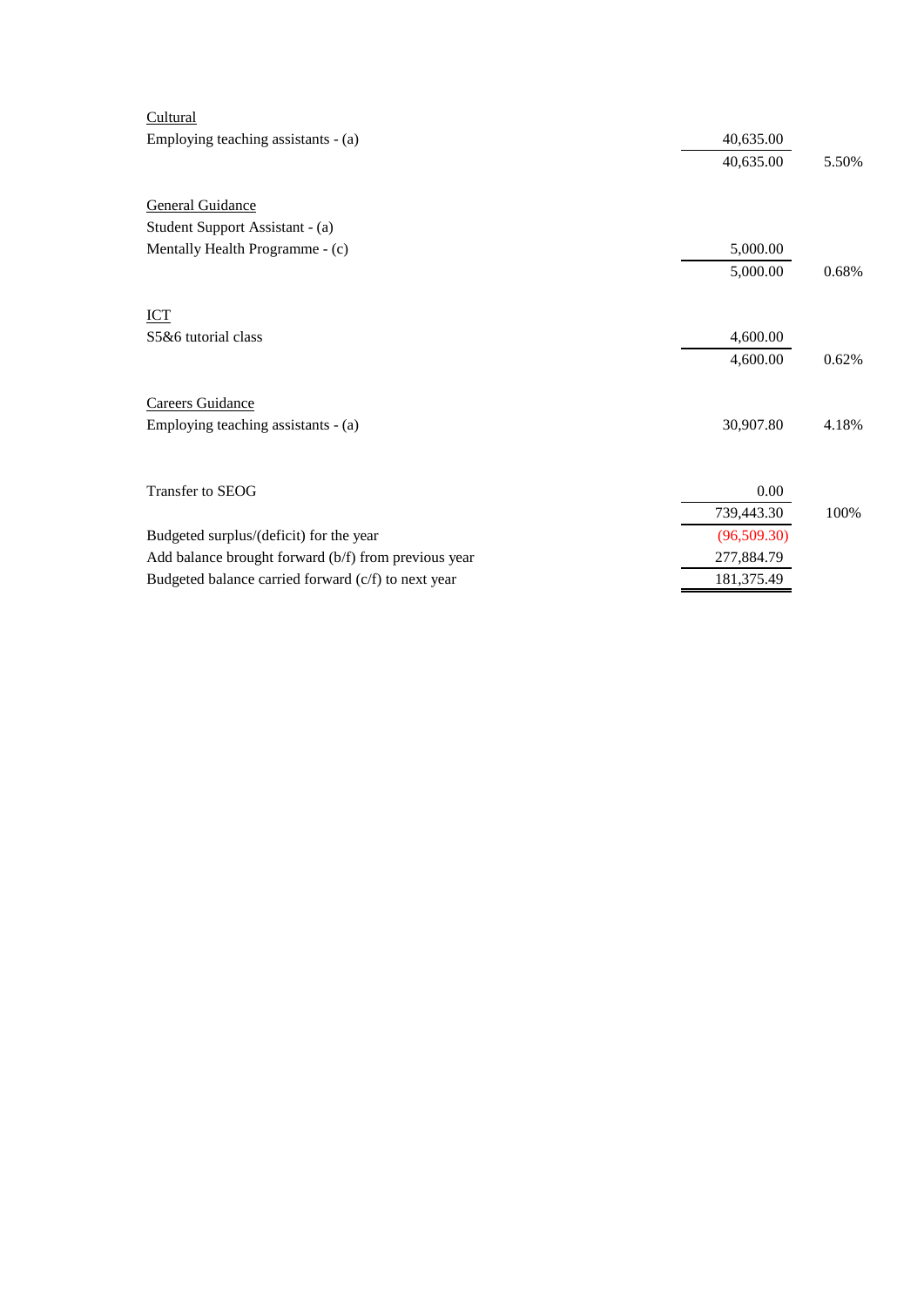| | | |
|---|---|---|
| Cultural | | |
| Employing teaching assistants - (a) | 40,635.00 | |
| | 40,635.00 | 5.50% |
| | | |
| General Guidance | | |
| Student Support Assistant - (a) | | |
| Mentally Health Programme - (c) | 5,000.00 | |
| | 5,000.00 | 0.68% |
| | | |
| ICT | | |
| S5&6 tutorial class | 4,600.00 | |
| | 4,600.00 | 0.62% |
| | | |
| Careers Guidance | | |
| Employing teaching assistants - (a) | 30,907.80 | 4.18% |
| | | |
| Transfer to SEOG | 0.00 | |
| | 739,443.30 | 100% |
| Budgeted surplus/(deficit) for the year | (96,509.30) | |
| Add balance brought forward (b/f) from previous year | 277,884.79 | |
| Budgeted balance carried forward (c/f) to next year | 181,375.49 | |